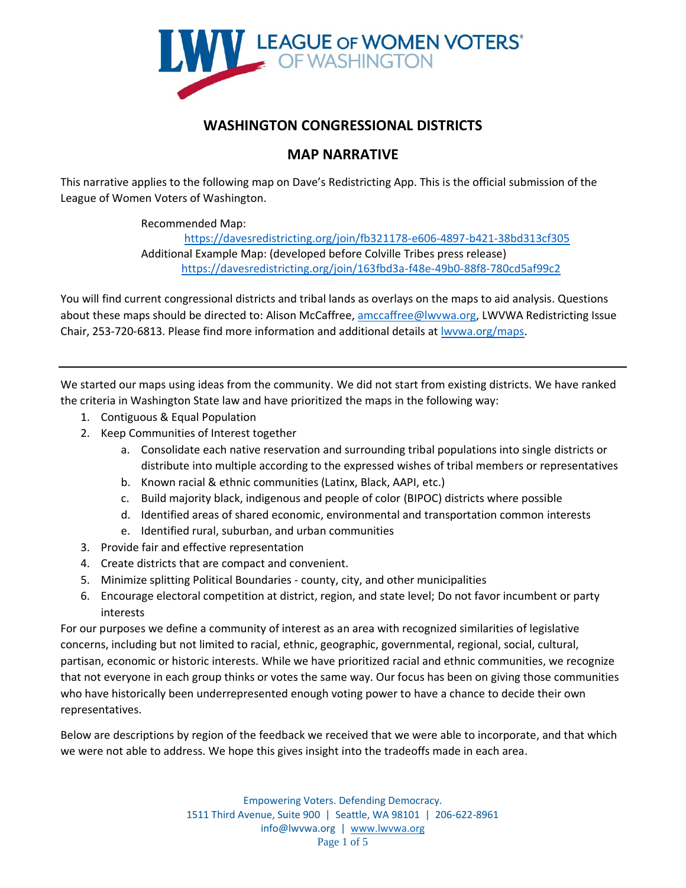# WASHINGTON CONGRESSIONAL DISTRICTS

## MAP NARRATIVE

This narrative applies to the following map on Dave's Redistricting App. This is the official submission of the League of Women Voters of Washington.

Recommended Map:
https://davesredistricting.org/join/fb321178-e606-4897-b421-38bd313cf305
Additional Example Map: (developed before Colville Tribes press release)
https://davesredistricting.org/join/163fbd3a-f48e-49b0-88f8-780cd5af99c2

You will find current congressional districts and tribal lands as overlays on the maps to aid analysis. Questions about these maps should be directed to: Alison McCaffree, amccaffree@lwvwa.org, LWVWA Redistricting Issue Chair, 253-720-6813. Please find more information and additional details at lwvwa.org/maps.

---

We started our maps using ideas from the community. We did not start from existing districts. We have ranked the criteria in Washington State law and have prioritized the maps in the following way:

1. Contiguous & Equal Population
2. Keep Communities of Interest together
   a. Consolidate each native reservation and surrounding tribal populations into single districts or distribute into multiple according to the expressed wishes of tribal members or representatives
   b. Known racial & ethnic communities (Latinx, Black, AAPI, etc.)
   c. Build majority black, indigenous and people of color (BIPOC) districts where possible
   d. Identified areas of shared economic, environmental and transportation common interests
   e. Identified rural, suburban, and urban communities
3. Provide fair and effective representation
4. Create districts that are compact and convenient.
5. Minimize splitting Political Boundaries - county, city, and other municipalities
6. Encourage electoral competition at district, region, and state level; Do not favor incumbent or party interests

For our purposes we define a community of interest as an area with recognized similarities of legislative concerns, including but not limited to racial, ethnic, geographic, governmental, regional, social, cultural, partisan, economic or historic interests. While we have prioritized racial and ethnic communities, we recognize that not everyone in each group thinks or votes the same way. Our focus has been on giving those communities who have historically been underrepresented enough voting power to have a chance to decide their own representatives.

Below are descriptions by region of the feedback we received that we were able to incorporate, and that which we were not able to address. We hope this gives insight into the tradeoffs made in each area.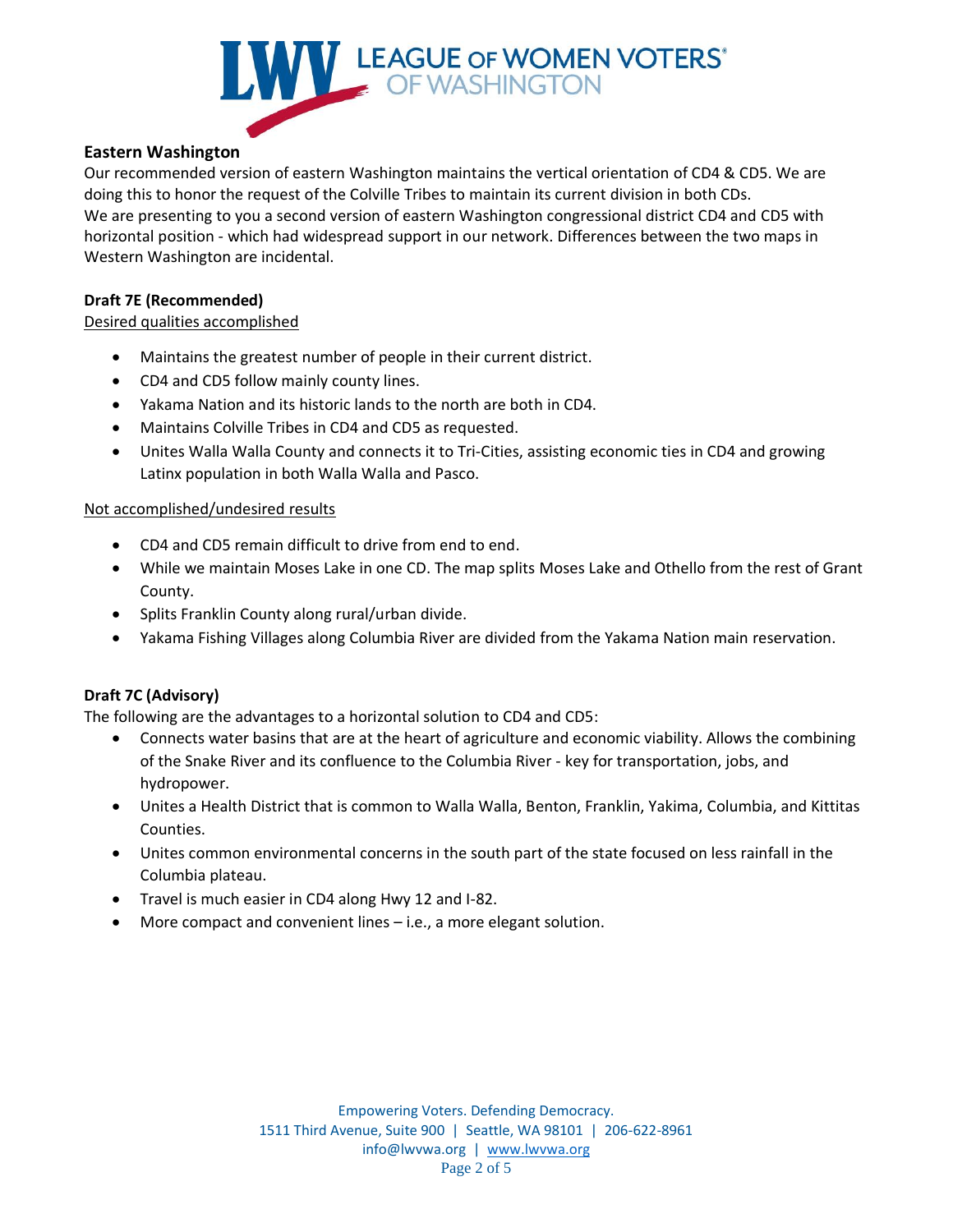## Eastern Washington

Our recommended version of eastern Washington maintains the vertical orientation of CD4 & CD5. We are doing this to honor the request of the Colville Tribes to maintain its current division in both CDs. We are presenting to you a second version of eastern Washington congressional district CD4 and CD5 with horizontal position - which had widespread support in our network. Differences between the two maps in Western Washington are incidental.

### Draft 7E (Recommended)

<u>Desired qualities accomplished</u>

- Maintains the greatest number of people in their current district.
- CD4 and CD5 follow mainly county lines.
- Yakama Nation and its historic lands to the north are both in CD4.
- Maintains Colville Tribes in CD4 and CD5 as requested.
- Unites Walla Walla County and connects it to Tri-Cities, assisting economic ties in CD4 and growing Latinx population in both Walla Walla and Pasco.

<u>Not accomplished/undesired results</u>

- CD4 and CD5 remain difficult to drive from end to end.
- While we maintain Moses Lake in one CD. The map splits Moses Lake and Othello from the rest of Grant County.
- Splits Franklin County along rural/urban divide.
- Yakama Fishing Villages along Columbia River are divided from the Yakama Nation main reservation.

### Draft 7C (Advisory)

The following are the advantages to a horizontal solution to CD4 and CD5:

- Connects water basins that are at the heart of agriculture and economic viability. Allows the combining of the Snake River and its confluence to the Columbia River - key for transportation, jobs, and hydropower.
- Unites a Health District that is common to Walla Walla, Benton, Franklin, Yakima, Columbia, and Kittitas Counties.
- Unites common environmental concerns in the south part of the state focused on less rainfall in the Columbia plateau.
- Travel is much easier in CD4 along Hwy 12 and I-82.
- More compact and convenient lines – i.e., a more elegant solution.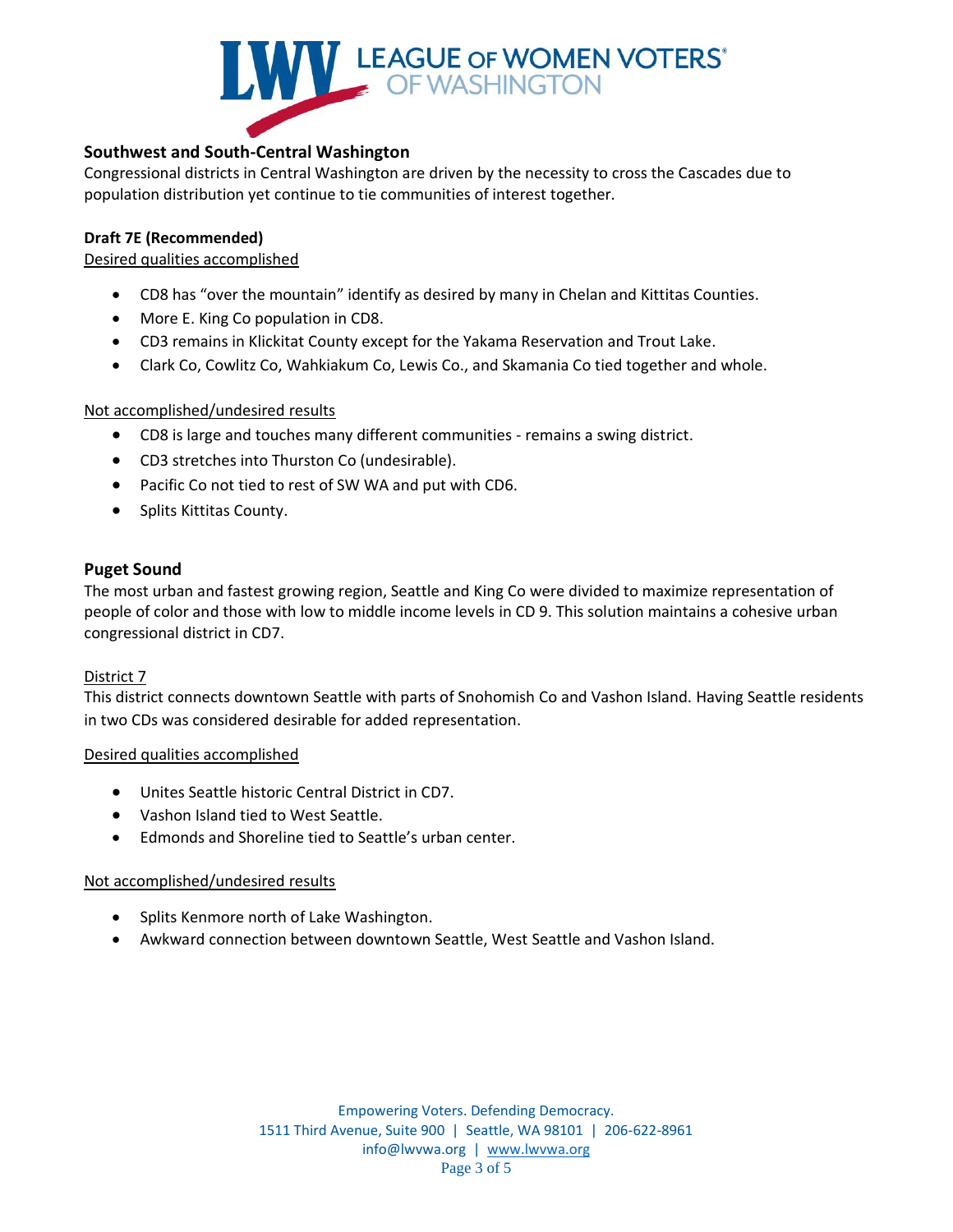## Southwest and South-Central Washington

Congressional districts in Central Washington are driven by the necessity to cross the Cascades due to population distribution yet continue to tie communities of interest together.

**Draft 7E (Recommended)**

Desired qualities accomplished

- CD8 has "over the mountain" identify as desired by many in Chelan and Kittitas Counties.
- More E. King Co population in CD8.
- CD3 remains in Klickitat County except for the Yakama Reservation and Trout Lake.
- Clark Co, Cowlitz Co, Wahkiakum Co, Lewis Co., and Skamania Co tied together and whole.

Not accomplished/undesired results

- CD8 is large and touches many different communities - remains a swing district.
- CD3 stretches into Thurston Co (undesirable).
- Pacific Co not tied to rest of SW WA and put with CD6.
- Splits Kittitas County.

## Puget Sound

The most urban and fastest growing region, Seattle and King Co were divided to maximize representation of people of color and those with low to middle income levels in CD 9. This solution maintains a cohesive urban congressional district in CD7.

District 7

This district connects downtown Seattle with parts of Snohomish Co and Vashon Island. Having Seattle residents in two CDs was considered desirable for added representation.

Desired qualities accomplished

- Unites Seattle historic Central District in CD7.
- Vashon Island tied to West Seattle.
- Edmonds and Shoreline tied to Seattle's urban center.

Not accomplished/undesired results

- Splits Kenmore north of Lake Washington.
- Awkward connection between downtown Seattle, West Seattle and Vashon Island.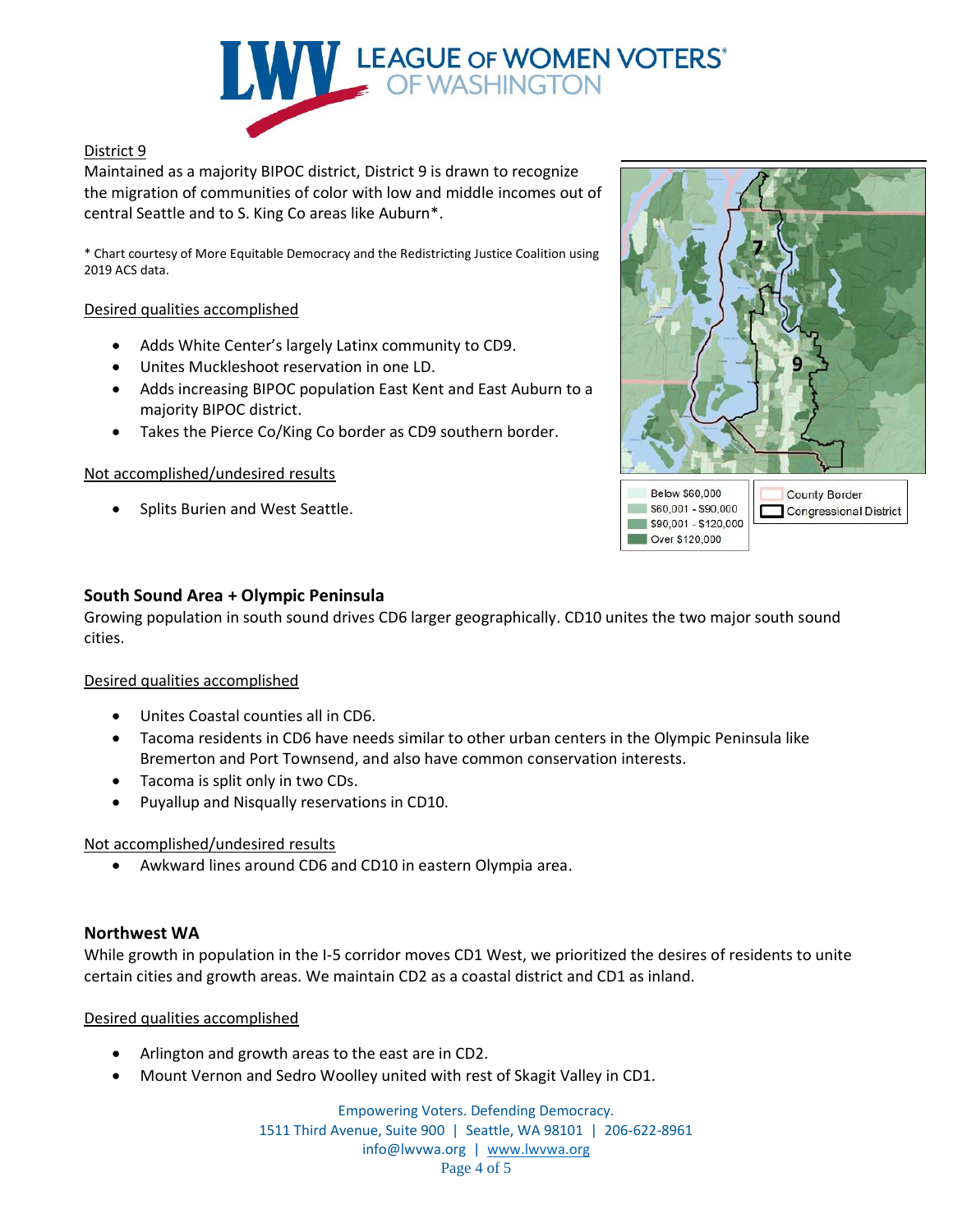District 9

Maintained as a majority BIPOC district, District 9 is drawn to recognize the migration of communities of color with low and middle incomes out of central Seattle and to S. King Co areas like Auburn*.

* Chart courtesy of More Equitable Democracy and the Redistricting Justice Coalition using 2019 ACS data.

7

9

Below $60,000
$60,001 - $90,000
$90,001 - $120,000
Over $120,000

County Border
Congressional District

Desired qualities accomplished

- Adds White Center's largely Latinx community to CD9.
- Unites Muckleshoot reservation in one LD.
- Adds increasing BIPOC population East Kent and East Auburn to a majority BIPOC district.
- Takes the Pierce Co/King Co border as CD9 southern border.

Not accomplished/undesired results

- Splits Burien and West Seattle.

## South Sound Area + Olympic Peninsula

Growing population in south sound drives CD6 larger geographically. CD10 unites the two major south sound cities.

Desired qualities accomplished

- Unites Coastal counties all in CD6.
- Tacoma residents in CD6 have needs similar to other urban centers in the Olympic Peninsula like Bremerton and Port Townsend, and also have common conservation interests.
- Tacoma is split only in two CDs.
- Puyallup and Nisqually reservations in CD10.

Not accomplished/undesired results

- Awkward lines around CD6 and CD10 in eastern Olympia area.

## Northwest WA

While growth in population in the I-5 corridor moves CD1 West, we prioritized the desires of residents to unite certain cities and growth areas. We maintain CD2 as a coastal district and CD1 as inland.

Desired qualities accomplished

- Arlington and growth areas to the east are in CD2.
- Mount Vernon and Sedro Woolley united with rest of Skagit Valley in CD1.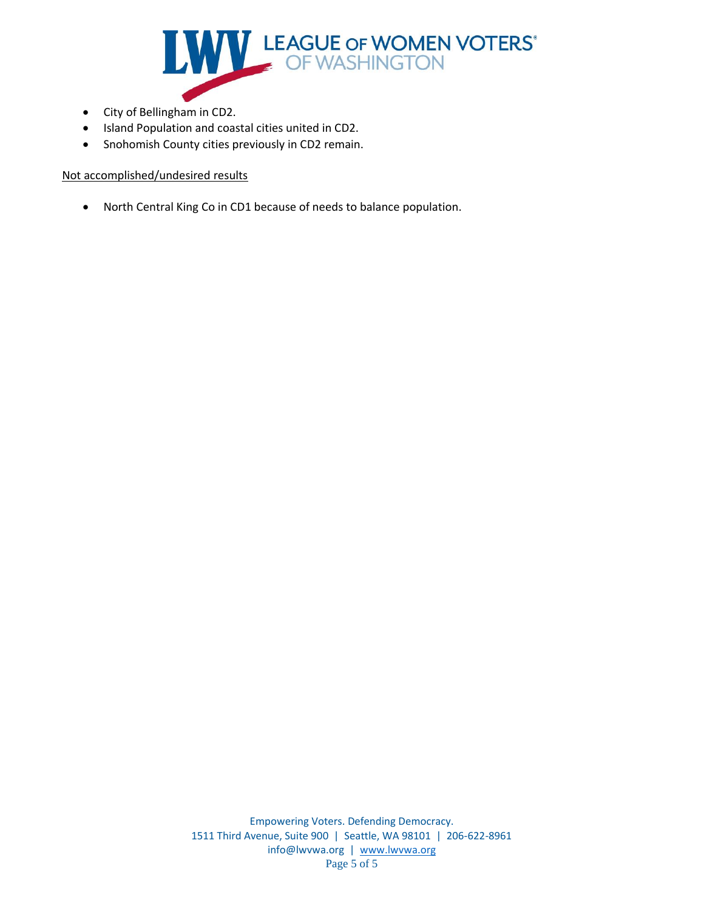- City of Bellingham in CD2.
- Island Population and coastal cities united in CD2.
- Snohomish County cities previously in CD2 remain.

Not accomplished/undesired results

- North Central King Co in CD1 because of needs to balance population.